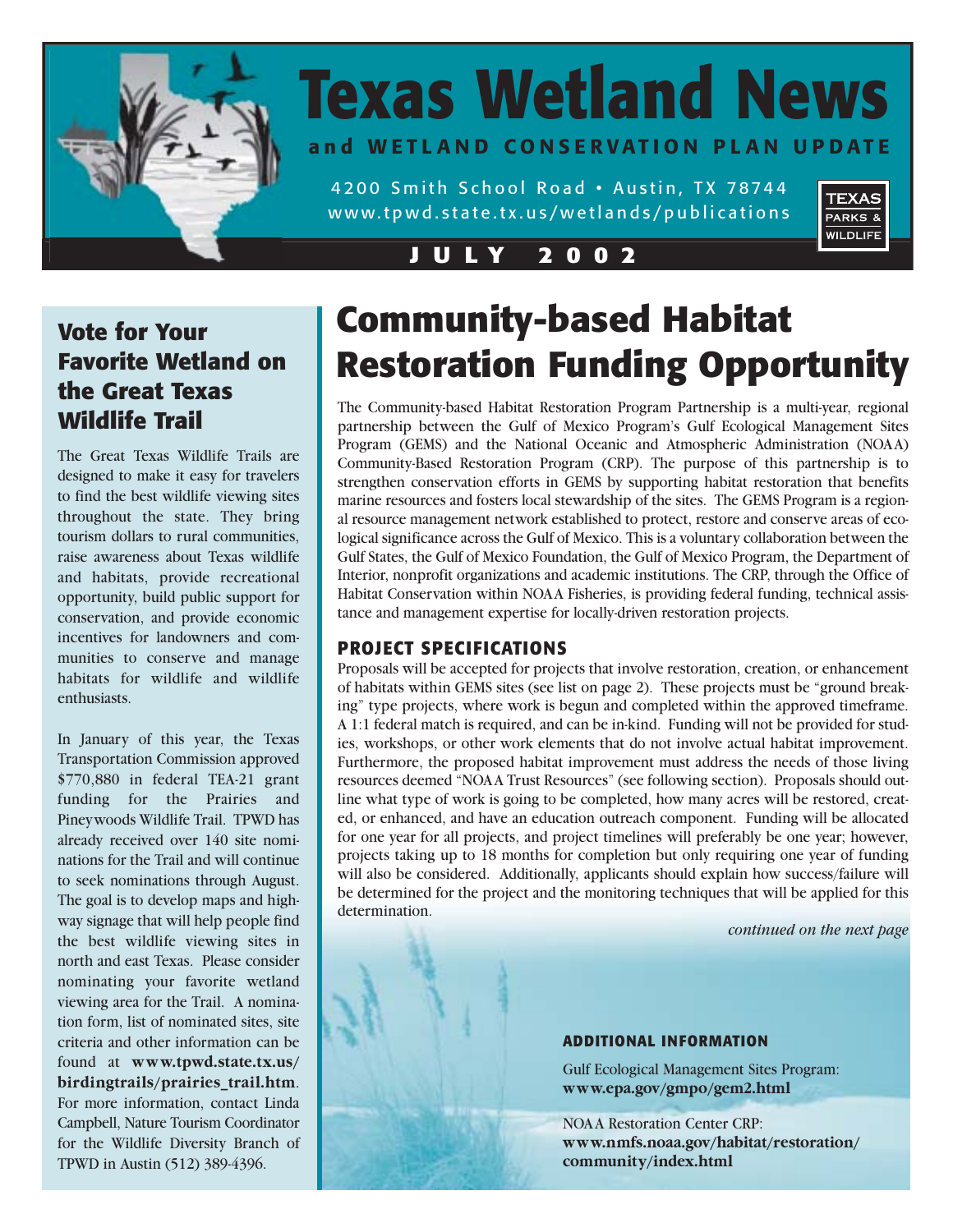# Texas Wetland News

**and WETLAND CONSERVATION PLAN UPDATE**

4200 Smith School Road • Austin, TX 78744
www.tpwd.state.tx.us/wetlands/publications

TEXAS PARKS & WILDLIFE

**JULY 2002**

## Vote for Your Favorite Wetland on the Great Texas Wildlife Trail

The Great Texas Wildlife Trails are designed to make it easy for travelers to find the best wildlife viewing sites throughout the state. They bring tourism dollars to rural communities, raise awareness about Texas wildlife and habitats, provide recreational opportunity, build public support for conservation, and provide economic incentives for landowners and communities to conserve and manage habitats for wildlife and wildlife enthusiasts.

In January of this year, the Texas Transportation Commission approved $770,880 in federal TEA-21 grant funding for the Prairies and Pineywoods Wildlife Trail. TPWD has already received over 140 site nominations for the Trail and will continue to seek nominations through August. The goal is to develop maps and highway signage that will help people find the best wildlife viewing sites in north and east Texas. Please consider nominating your favorite wetland viewing area for the Trail. A nomination form, list of nominated sites, site criteria and other information can be found at **www.tpwd.state.tx.us/birdingtrails/prairies_trail.htm**. For more information, contact Linda Campbell, Nature Tourism Coordinator for the Wildlife Diversity Branch of TPWD in Austin (512) 389-4396.

## Community-based Habitat Restoration Funding Opportunity

The Community-based Habitat Restoration Program Partnership is a multi-year, regional partnership between the Gulf of Mexico Program's Gulf Ecological Management Sites Program (GEMS) and the National Oceanic and Atmospheric Administration (NOAA) Community-Based Restoration Program (CRP). The purpose of this partnership is to strengthen conservation efforts in GEMS by supporting habitat restoration that benefits marine resources and fosters local stewardship of the sites. The GEMS Program is a regional resource management network established to protect, restore and conserve areas of ecological significance across the Gulf of Mexico. This is a voluntary collaboration between the Gulf States, the Gulf of Mexico Foundation, the Gulf of Mexico Program, the Department of Interior, nonprofit organizations and academic institutions. The CRP, through the Office of Habitat Conservation within NOAA Fisheries, is providing federal funding, technical assistance and management expertise for locally-driven restoration projects.

### PROJECT SPECIFICATIONS

Proposals will be accepted for projects that involve restoration, creation, or enhancement of habitats within GEMS sites (see list on page 2). These projects must be "ground breaking" type projects, where work is begun and completed within the approved timeframe. A 1:1 federal match is required, and can be in-kind. Funding will not be provided for studies, workshops, or other work elements that do not involve actual habitat improvement. Furthermore, the proposed habitat improvement must address the needs of those living resources deemed "NOAA Trust Resources" (see following section). Proposals should outline what type of work is going to be completed, how many acres will be restored, created, or enhanced, and have an education outreach component. Funding will be allocated for one year for all projects, and project timelines will preferably be one year; however, projects taking up to 18 months for completion but only requiring one year of funding will also be considered. Additionally, applicants should explain how success/failure will be determined for the project and the monitoring techniques that will be applied for this determination.

*continued on the next page*

### ADDITIONAL INFORMATION

Gulf Ecological Management Sites Program:
**www.epa.gov/gmpo/gem2.html**

NOAA Restoration Center CRP:
**www.nmfs.noaa.gov/habitat/restoration/community/index.html**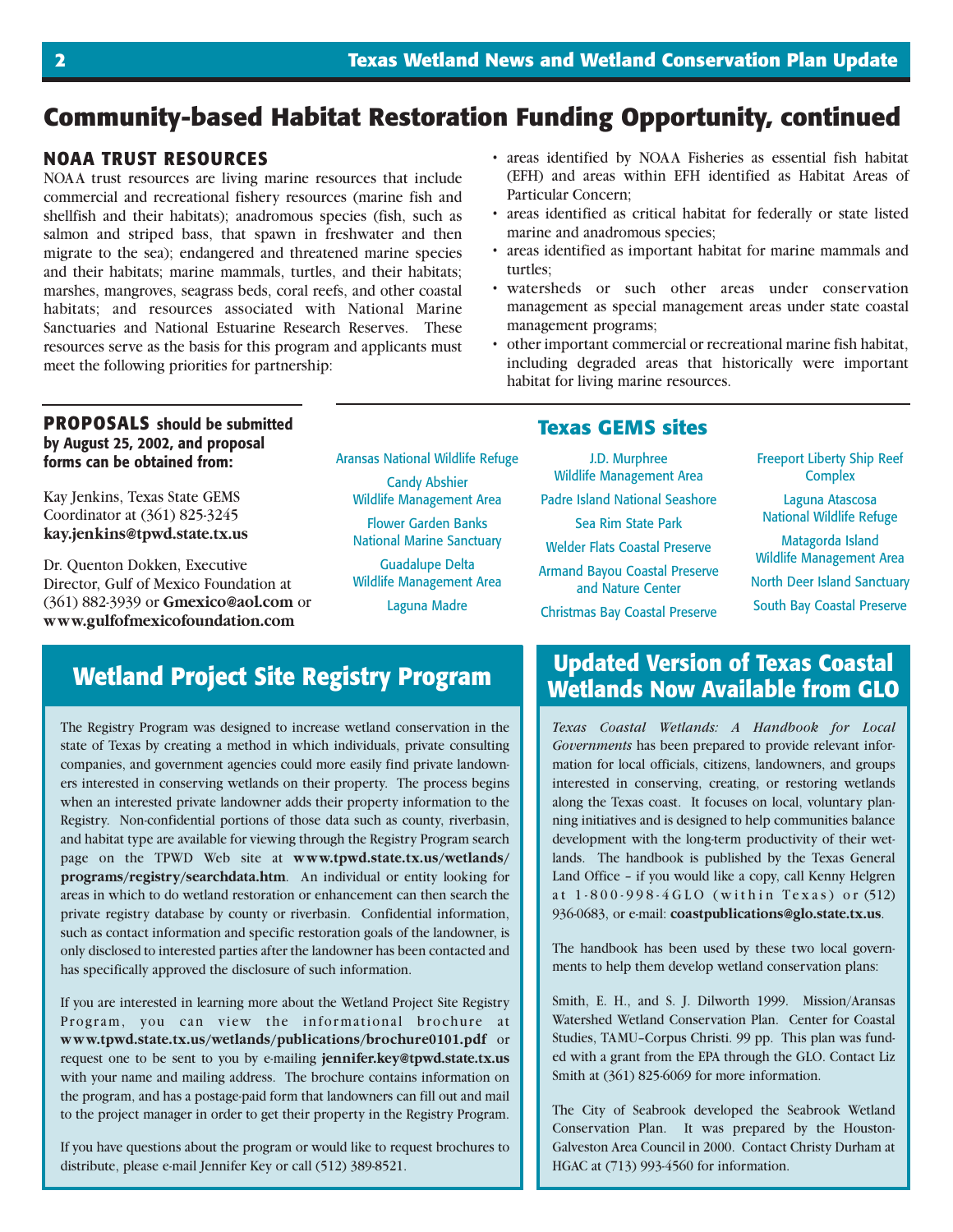# Community-based Habitat Restoration Funding Opportunity, continued

### NOAA TRUST RESOURCES

NOAA trust resources are living marine resources that include commercial and recreational fishery resources (marine fish and shellfish and their habitats); anadromous species (fish, such as salmon and striped bass, that spawn in freshwater and then migrate to the sea); endangered and threatened marine species and their habitats; marine mammals, turtles, and their habitats; marshes, mangroves, seagrass beds, coral reefs, and other coastal habitats; and resources associated with National Marine Sanctuaries and National Estuarine Research Reserves. These resources serve as the basis for this program and applicants must meet the following priorities for partnership:

- areas identified by NOAA Fisheries as essential fish habitat (EFH) and areas within EFH identified as Habitat Areas of Particular Concern;
- areas identified as critical habitat for federally or state listed marine and anadromous species;
- areas identified as important habitat for marine mammals and turtles;
- watersheds or such other areas under conservation management as special management areas under state coastal management programs;
- other important commercial or recreational marine fish habitat, including degraded areas that historically were important habitat for living marine resources.

**PROPOSALS should be submitted by August 25, 2002, and proposal forms can be obtained from:**

Kay Jenkins, Texas State GEMS Coordinator at (361) 825-3245 **kay.jenkins@tpwd.state.tx.us**

Dr. Quenton Dokken, Executive Director, Gulf of Mexico Foundation at (361) 882-3939 or **Gmexico@aol.com** or **www.gulfofmexicofoundation.com**

### Texas GEMS sites

- Aransas National Wildlife Refuge
- Candy Abshier Wildlife Management Area
- Flower Garden Banks National Marine Sanctuary
- Guadalupe Delta Wildlife Management Area
- Laguna Madre
- J.D. Murphree Wildlife Management Area
- Padre Island National Seashore
- Sea Rim State Park
- Welder Flats Coastal Preserve
- Armand Bayou Coastal Preserve and Nature Center
- Christmas Bay Coastal Preserve
- Freeport Liberty Ship Reef Complex
- Laguna Atascosa National Wildlife Refuge
- Matagorda Island Wildlife Management Area
- North Deer Island Sanctuary
- South Bay Coastal Preserve

## Wetland Project Site Registry Program

The Registry Program was designed to increase wetland conservation in the state of Texas by creating a method in which individuals, private consulting companies, and government agencies could more easily find private landowners interested in conserving wetlands on their property. The process begins when an interested private landowner adds their property information to the Registry. Non-confidential portions of those data such as county, riverbasin, and habitat type are available for viewing through the Registry Program search page on the TPWD Web site at **www.tpwd.state.tx.us/wetlands/programs/registry/searchdata.htm**. An individual or entity looking for areas in which to do wetland restoration or enhancement can then search the private registry database by county or riverbasin. Confidential information, such as contact information and specific restoration goals of the landowner, is only disclosed to interested parties after the landowner has been contacted and has specifically approved the disclosure of such information.

If you are interested in learning more about the Wetland Project Site Registry Program, you can view the informational brochure at **www.tpwd.state.tx.us/wetlands/publications/brochure0101.pdf** or request one to be sent to you by e-mailing **jennifer.key@tpwd.state.tx.us** with your name and mailing address. The brochure contains information on the program, and has a postage-paid form that landowners can fill out and mail to the project manager in order to get their property in the Registry Program.

If you have questions about the program or would like to request brochures to distribute, please e-mail Jennifer Key or call (512) 389-8521.

## Updated Version of Texas Coastal Wetlands Now Available from GLO

*Texas Coastal Wetlands: A Handbook for Local Governments* has been prepared to provide relevant information for local officials, citizens, landowners, and groups interested in conserving, creating, or restoring wetlands along the Texas coast. It focuses on local, voluntary planning initiatives and is designed to help communities balance development with the long-term productivity of their wetlands. The handbook is published by the Texas General Land Office – if you would like a copy, call Kenny Helgren at 1-800-998-4GLO (within Texas) or (512) 936-0683, or e-mail: **coastpublications@glo.state.tx.us**.

The handbook has been used by these two local governments to help them develop wetland conservation plans:

Smith, E. H., and S. J. Dilworth 1999. Mission/Aransas Watershed Wetland Conservation Plan. Center for Coastal Studies, TAMU–Corpus Christi. 99 pp. This plan was funded with a grant from the EPA through the GLO. Contact Liz Smith at (361) 825-6069 for more information.

The City of Seabrook developed the Seabrook Wetland Conservation Plan. It was prepared by the Houston-Galveston Area Council in 2000. Contact Christy Durham at HGAC at (713) 993-4560 for information.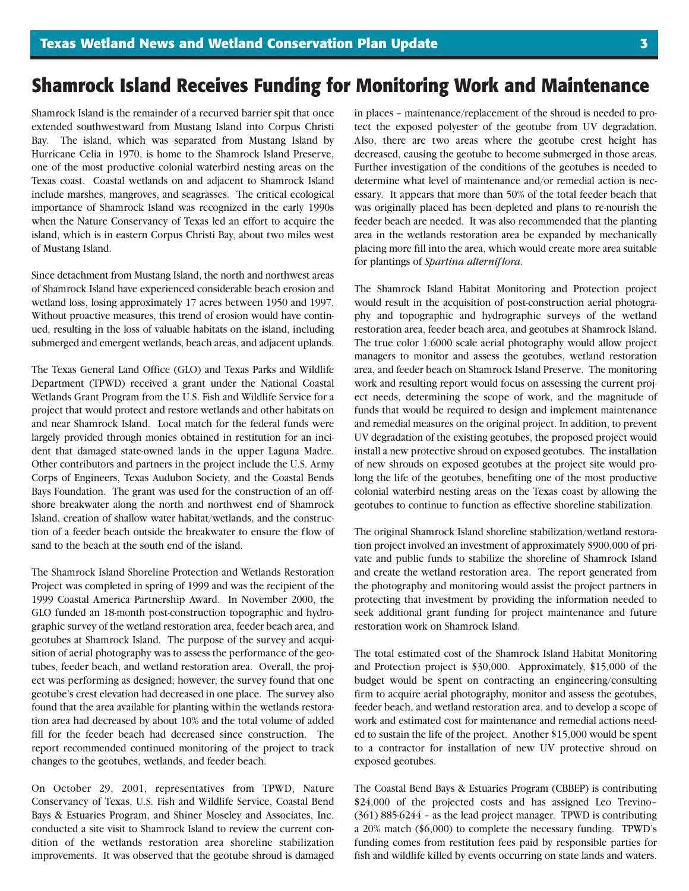# Shamrock Island Receives Funding for Monitoring Work and Maintenance

Shamrock Island is the remainder of a recurved barrier spit that once extended southwestward from Mustang Island into Corpus Christi Bay. The island, which was separated from Mustang Island by Hurricane Celia in 1970, is home to the Shamrock Island Preserve, one of the most productive colonial waterbird nesting areas on the Texas coast. Coastal wetlands on and adjacent to Shamrock Island include marshes, mangroves, and seagrasses. The critical ecological importance of Shamrock Island was recognized in the early 1990s when the Nature Conservancy of Texas led an effort to acquire the island, which is in eastern Corpus Christi Bay, about two miles west of Mustang Island.

Since detachment from Mustang Island, the north and northwest areas of Shamrock Island have experienced considerable beach erosion and wetland loss, losing approximately 17 acres between 1950 and 1997. Without proactive measures, this trend of erosion would have continued, resulting in the loss of valuable habitats on the island, including submerged and emergent wetlands, beach areas, and adjacent uplands.

The Texas General Land Office (GLO) and Texas Parks and Wildlife Department (TPWD) received a grant under the National Coastal Wetlands Grant Program from the U.S. Fish and Wildlife Service for a project that would protect and restore wetlands and other habitats on and near Shamrock Island. Local match for the federal funds were largely provided through monies obtained in restitution for an incident that damaged state-owned lands in the upper Laguna Madre. Other contributors and partners in the project include the U.S. Army Corps of Engineers, Texas Audubon Society, and the Coastal Bends Bays Foundation. The grant was used for the construction of an offshore breakwater along the north and northwest end of Shamrock Island, creation of shallow water habitat/wetlands, and the construction of a feeder beach outside the breakwater to ensure the flow of sand to the beach at the south end of the island.

The Shamrock Island Shoreline Protection and Wetlands Restoration Project was completed in spring of 1999 and was the recipient of the 1999 Coastal America Partnership Award. In November 2000, the GLO funded an 18-month post-construction topographic and hydrographic survey of the wetland restoration area, feeder beach area, and geotubes at Shamrock Island. The purpose of the survey and acquisition of aerial photography was to assess the performance of the geotubes, feeder beach, and wetland restoration area. Overall, the project was performing as designed; however, the survey found that one geotube's crest elevation had decreased in one place. The survey also found that the area available for planting within the wetlands restoration area had decreased by about 10% and the total volume of added fill for the feeder beach had decreased since construction. The report recommended continued monitoring of the project to track changes to the geotubes, wetlands, and feeder beach.

On October 29, 2001, representatives from TPWD, Nature Conservancy of Texas, U.S. Fish and Wildlife Service, Coastal Bend Bays & Estuaries Program, and Shiner Moseley and Associates, Inc. conducted a site visit to Shamrock Island to review the current condition of the wetlands restoration area shoreline stabilization improvements. It was observed that the geotube shroud is damaged in places – maintenance/replacement of the shroud is needed to protect the exposed polyester of the geotube from UV degradation. Also, there are two areas where the geotube crest height has decreased, causing the geotube to become submerged in those areas. Further investigation of the conditions of the geotubes is needed to determine what level of maintenance and/or remedial action is necessary. It appears that more than 50% of the total feeder beach that was originally placed has been depleted and plans to re-nourish the feeder beach are needed. It was also recommended that the planting area in the wetlands restoration area be expanded by mechanically placing more fill into the area, which would create more area suitable for plantings of *Spartina alterniflora*.

The Shamrock Island Habitat Monitoring and Protection project would result in the acquisition of post-construction aerial photography and topographic and hydrographic surveys of the wetland restoration area, feeder beach area, and geotubes at Shamrock Island. The true color 1:6000 scale aerial photography would allow project managers to monitor and assess the geotubes, wetland restoration area, and feeder beach on Shamrock Island Preserve. The monitoring work and resulting report would focus on assessing the current project needs, determining the scope of work, and the magnitude of funds that would be required to design and implement maintenance and remedial measures on the original project. In addition, to prevent UV degradation of the existing geotubes, the proposed project would install a new protective shroud on exposed geotubes. The installation of new shrouds on exposed geotubes at the project site would prolong the life of the geotubes, benefiting one of the most productive colonial waterbird nesting areas on the Texas coast by allowing the geotubes to continue to function as effective shoreline stabilization.

The original Shamrock Island shoreline stabilization/wetland restoration project involved an investment of approximately $900,000 of private and public funds to stabilize the shoreline of Shamrock Island and create the wetland restoration area. The report generated from the photography and monitoring would assist the project partners in protecting that investment by providing the information needed to seek additional grant funding for project maintenance and future restoration work on Shamrock Island.

The total estimated cost of the Shamrock Island Habitat Monitoring and Protection project is $30,000. Approximately, $15,000 of the budget would be spent on contracting an engineering/consulting firm to acquire aerial photography, monitor and assess the geotubes, feeder beach, and wetland restoration area, and to develop a scope of work and estimated cost for maintenance and remedial actions needed to sustain the life of the project. Another $15,000 would be spent to a contractor for installation of new UV protective shroud on exposed geotubes.

The Coastal Bend Bays & Estuaries Program (CBBEP) is contributing $24,000 of the projected costs and has assigned Leo Trevino– (361) 885-6244 – as the lead project manager. TPWD is contributing a 20% match ($6,000) to complete the necessary funding. TPWD's funding comes from restitution fees paid by responsible parties for fish and wildlife killed by events occurring on state lands and waters.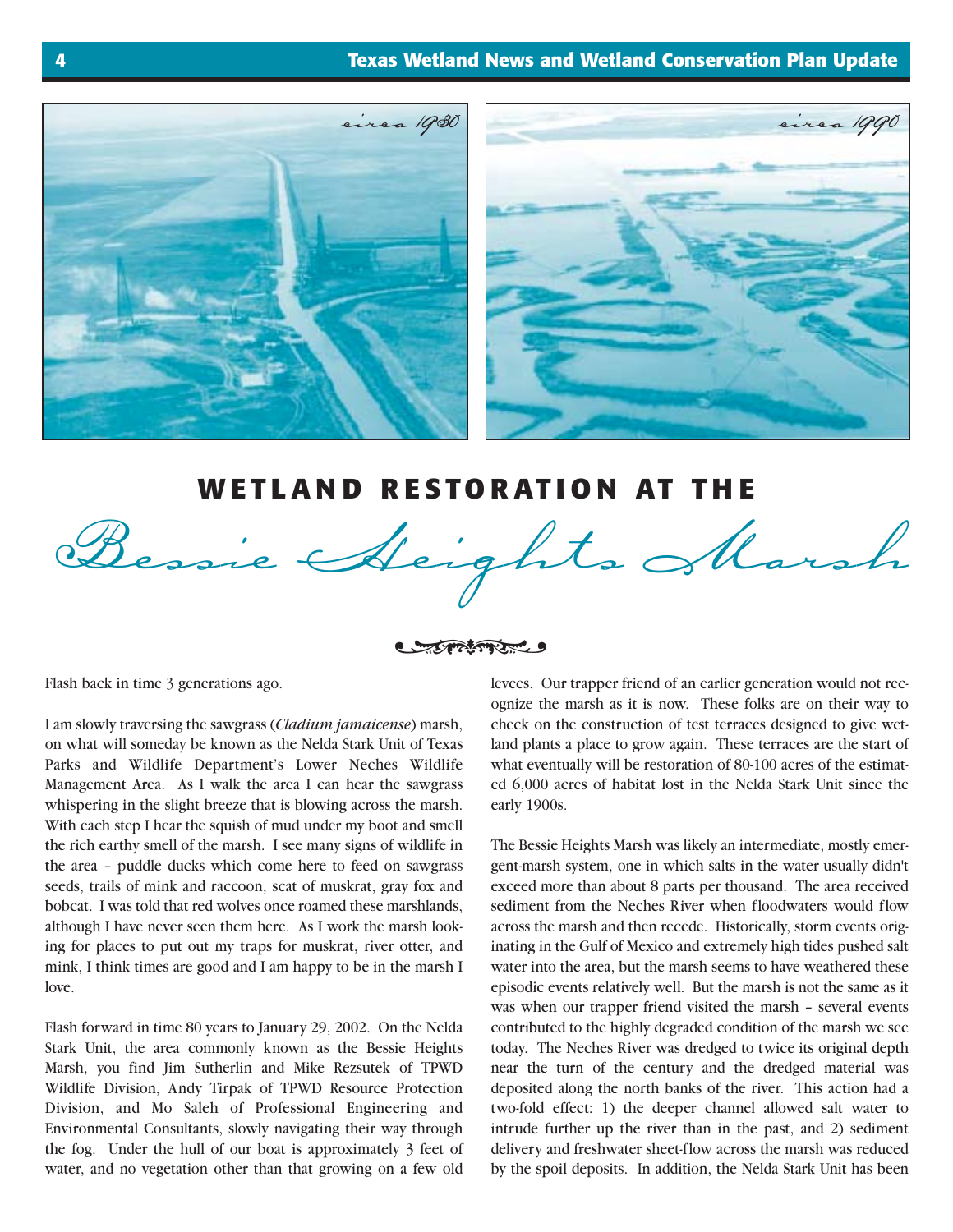circa 1930

circa 1990

# WETLAND RESTORATION AT THE Bessie Heights Marsh

Flash back in time 3 generations ago.

I am slowly traversing the sawgrass (*Cladium jamaicense*) marsh, on what will someday be known as the Nelda Stark Unit of Texas Parks and Wildlife Department's Lower Neches Wildlife Management Area. As I walk the area I can hear the sawgrass whispering in the slight breeze that is blowing across the marsh. With each step I hear the squish of mud under my boot and smell the rich earthy smell of the marsh. I see many signs of wildlife in the area – puddle ducks which come here to feed on sawgrass seeds, trails of mink and raccoon, scat of muskrat, gray fox and bobcat. I was told that red wolves once roamed these marshlands, although I have never seen them here. As I work the marsh looking for places to put out my traps for muskrat, river otter, and mink, I think times are good and I am happy to be in the marsh I love.

Flash forward in time 80 years to January 29, 2002. On the Nelda Stark Unit, the area commonly known as the Bessie Heights Marsh, you find Jim Sutherlin and Mike Rezsutek of TPWD Wildlife Division, Andy Tirpak of TPWD Resource Protection Division, and Mo Saleh of Professional Engineering and Environmental Consultants, slowly navigating their way through the fog. Under the hull of our boat is approximately 3 feet of water, and no vegetation other than that growing on a few old levees. Our trapper friend of an earlier generation would not recognize the marsh as it is now. These folks are on their way to check on the construction of test terraces designed to give wetland plants a place to grow again. These terraces are the start of what eventually will be restoration of 80-100 acres of the estimated 6,000 acres of habitat lost in the Nelda Stark Unit since the early 1900s.

The Bessie Heights Marsh was likely an intermediate, mostly emergent-marsh system, one in which salts in the water usually didn't exceed more than about 8 parts per thousand. The area received sediment from the Neches River when floodwaters would flow across the marsh and then recede. Historically, storm events originating in the Gulf of Mexico and extremely high tides pushed salt water into the area, but the marsh seems to have weathered these episodic events relatively well. But the marsh is not the same as it was when our trapper friend visited the marsh – several events contributed to the highly degraded condition of the marsh we see today. The Neches River was dredged to twice its original depth near the turn of the century and the dredged material was deposited along the north banks of the river. This action had a two-fold effect: 1) the deeper channel allowed salt water to intrude further up the river than in the past, and 2) sediment delivery and freshwater sheet-flow across the marsh was reduced by the spoil deposits. In addition, the Nelda Stark Unit has been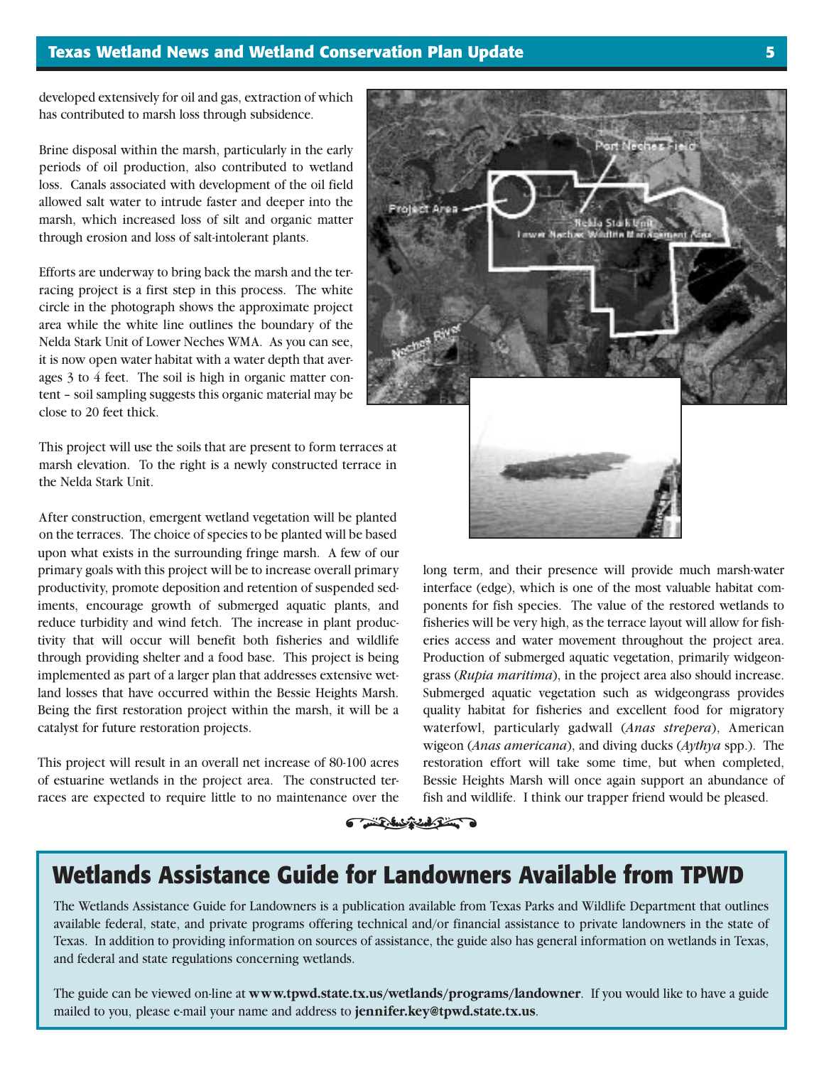developed extensively for oil and gas, extraction of which has contributed to marsh loss through subsidence.

Brine disposal within the marsh, particularly in the early periods of oil production, also contributed to wetland loss. Canals associated with development of the oil field allowed salt water to intrude faster and deeper into the marsh, which increased loss of silt and organic matter through erosion and loss of salt-intolerant plants.

Efforts are underway to bring back the marsh and the terracing project is a first step in this process. The white circle in the photograph shows the approximate project area while the white line outlines the boundary of the Nelda Stark Unit of Lower Neches WMA. As you can see, it is now open water habitat with a water depth that averages 3 to 4 feet. The soil is high in organic matter content – soil sampling suggests this organic material may be close to 20 feet thick.

This project will use the soils that are present to form terraces at marsh elevation. To the right is a newly constructed terrace in the Nelda Stark Unit.

After construction, emergent wetland vegetation will be planted on the terraces. The choice of species to be planted will be based upon what exists in the surrounding fringe marsh. A few of our primary goals with this project will be to increase overall primary productivity, promote deposition and retention of suspended sediments, encourage growth of submerged aquatic plants, and reduce turbidity and wind fetch. The increase in plant productivity that will occur will benefit both fisheries and wildlife through providing shelter and a food base. This project is being implemented as part of a larger plan that addresses extensive wetland losses that have occurred within the Bessie Heights Marsh. Being the first restoration project within the marsh, it will be a catalyst for future restoration projects.

This project will result in an overall net increase of 80-100 acres of estuarine wetlands in the project area. The constructed terraces are expected to require little to no maintenance over the long term, and their presence will provide much marsh-water interface (edge), which is one of the most valuable habitat components for fish species. The value of the restored wetlands to fisheries will be very high, as the terrace layout will allow for fisheries access and water movement throughout the project area. Production of submerged aquatic vegetation, primarily widgeongrass (*Rupia maritima*), in the project area also should increase. Submerged aquatic vegetation such as widgeongrass provides quality habitat for fisheries and excellent food for migratory waterfowl, particularly gadwall (*Anas strepera*), American wigeon (*Anas americana*), and diving ducks (*Aythya* spp.). The restoration effort will take some time, but when completed, Bessie Heights Marsh will once again support an abundance of fish and wildlife. I think our trapper friend would be pleased.

## Wetlands Assistance Guide for Landowners Available from TPWD

The Wetlands Assistance Guide for Landowners is a publication available from Texas Parks and Wildlife Department that outlines available federal, state, and private programs offering technical and/or financial assistance to private landowners in the state of Texas. In addition to providing information on sources of assistance, the guide also has general information on wetlands in Texas, and federal and state regulations concerning wetlands.

The guide can be viewed on-line at **www.tpwd.state.tx.us/wetlands/programs/landowner**. If you would like to have a guide mailed to you, please e-mail your name and address to **jennifer.key@tpwd.state.tx.us**.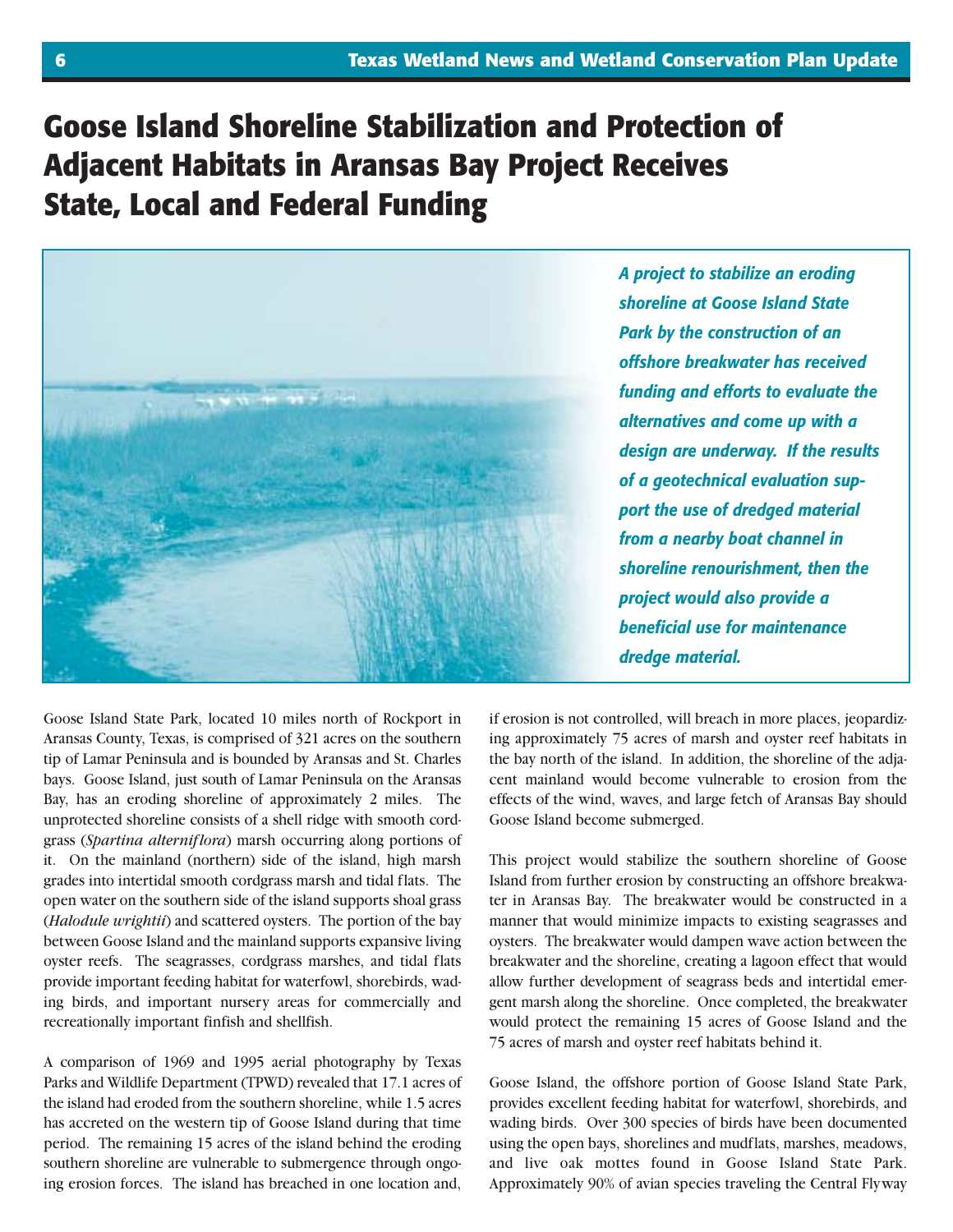# Goose Island Shoreline Stabilization and Protection of Adjacent Habitats in Aransas Bay Project Receives State, Local and Federal Funding

***A project to stabilize an eroding shoreline at Goose Island State Park by the construction of an offshore breakwater has received funding and efforts to evaluate the alternatives and come up with a design are underway. If the results of a geotechnical evaluation support the use of dredged material from a nearby boat channel in shoreline renourishment, then the project would also provide a beneficial use for maintenance dredge material.***

Goose Island State Park, located 10 miles north of Rockport in Aransas County, Texas, is comprised of 321 acres on the southern tip of Lamar Peninsula and is bounded by Aransas and St. Charles bays. Goose Island, just south of Lamar Peninsula on the Aransas Bay, has an eroding shoreline of approximately 2 miles. The unprotected shoreline consists of a shell ridge with smooth cordgrass (*Spartina alterniflora*) marsh occurring along portions of it. On the mainland (northern) side of the island, high marsh grades into intertidal smooth cordgrass marsh and tidal flats. The open water on the southern side of the island supports shoal grass (*Halodule wrightii*) and scattered oysters. The portion of the bay between Goose Island and the mainland supports expansive living oyster reefs. The seagrasses, cordgrass marshes, and tidal flats provide important feeding habitat for waterfowl, shorebirds, wading birds, and important nursery areas for commercially and recreationally important finfish and shellfish.

A comparison of 1969 and 1995 aerial photography by Texas Parks and Wildlife Department (TPWD) revealed that 17.1 acres of the island had eroded from the southern shoreline, while 1.5 acres has accreted on the western tip of Goose Island during that time period. The remaining 15 acres of the island behind the eroding southern shoreline are vulnerable to submergence through ongoing erosion forces. The island has breached in one location and, if erosion is not controlled, will breach in more places, jeopardizing approximately 75 acres of marsh and oyster reef habitats in the bay north of the island. In addition, the shoreline of the adjacent mainland would become vulnerable to erosion from the effects of the wind, waves, and large fetch of Aransas Bay should Goose Island become submerged.

This project would stabilize the southern shoreline of Goose Island from further erosion by constructing an offshore breakwater in Aransas Bay. The breakwater would be constructed in a manner that would minimize impacts to existing seagrasses and oysters. The breakwater would dampen wave action between the breakwater and the shoreline, creating a lagoon effect that would allow further development of seagrass beds and intertidal emergent marsh along the shoreline. Once completed, the breakwater would protect the remaining 15 acres of Goose Island and the 75 acres of marsh and oyster reef habitats behind it.

Goose Island, the offshore portion of Goose Island State Park, provides excellent feeding habitat for waterfowl, shorebirds, and wading birds. Over 300 species of birds have been documented using the open bays, shorelines and mudflats, marshes, meadows, and live oak mottes found in Goose Island State Park. Approximately 90% of avian species traveling the Central Flyway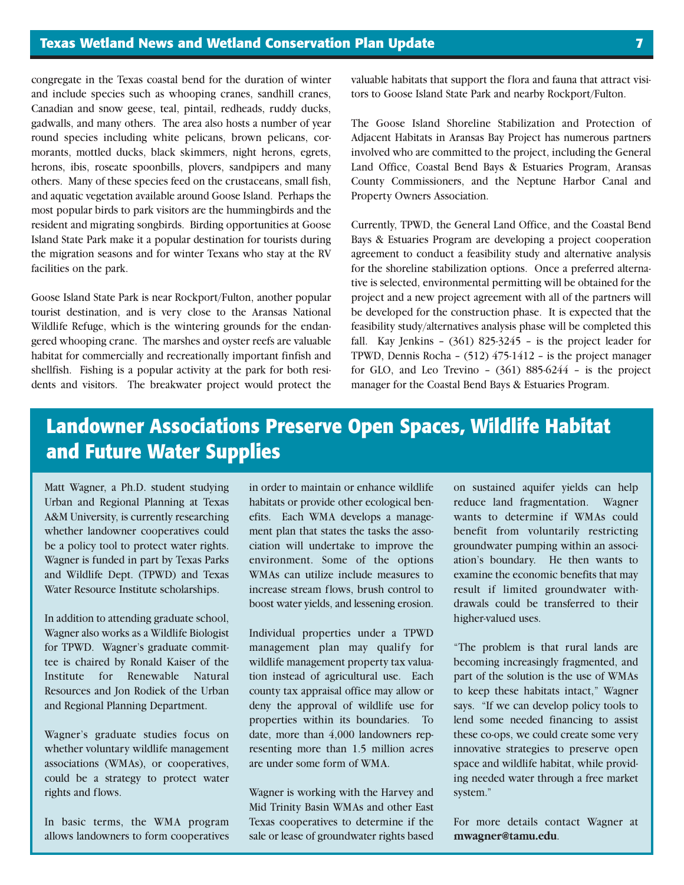congregate in the Texas coastal bend for the duration of winter and include species such as whooping cranes, sandhill cranes, Canadian and snow geese, teal, pintail, redheads, ruddy ducks, gadwalls, and many others. The area also hosts a number of year round species including white pelicans, brown pelicans, cormorants, mottled ducks, black skimmers, night herons, egrets, herons, ibis, roseate spoonbills, plovers, sandpipers and many others. Many of these species feed on the crustaceans, small fish, and aquatic vegetation available around Goose Island. Perhaps the most popular birds to park visitors are the hummingbirds and the resident and migrating songbirds. Birding opportunities at Goose Island State Park make it a popular destination for tourists during the migration seasons and for winter Texans who stay at the RV facilities on the park.

Goose Island State Park is near Rockport/Fulton, another popular tourist destination, and is very close to the Aransas National Wildlife Refuge, which is the wintering grounds for the endangered whooping crane. The marshes and oyster reefs are valuable habitat for commercially and recreationally important finfish and shellfish. Fishing is a popular activity at the park for both residents and visitors. The breakwater project would protect the valuable habitats that support the flora and fauna that attract visitors to Goose Island State Park and nearby Rockport/Fulton.

The Goose Island Shoreline Stabilization and Protection of Adjacent Habitats in Aransas Bay Project has numerous partners involved who are committed to the project, including the General Land Office, Coastal Bend Bays & Estuaries Program, Aransas County Commissioners, and the Neptune Harbor Canal and Property Owners Association.

Currently, TPWD, the General Land Office, and the Coastal Bend Bays & Estuaries Program are developing a project cooperation agreement to conduct a feasibility study and alternative analysis for the shoreline stabilization options. Once a preferred alternative is selected, environmental permitting will be obtained for the project and a new project agreement with all of the partners will be developed for the construction phase. It is expected that the feasibility study/alternatives analysis phase will be completed this fall. Kay Jenkins – (361) 825-3245 – is the project leader for TPWD, Dennis Rocha – (512) 475-1412 – is the project manager for GLO, and Leo Trevino – (361) 885-6244 – is the project manager for the Coastal Bend Bays & Estuaries Program.

## Landowner Associations Preserve Open Spaces, Wildlife Habitat and Future Water Supplies

Matt Wagner, a Ph.D. student studying Urban and Regional Planning at Texas A&M University, is currently researching whether landowner cooperatives could be a policy tool to protect water rights. Wagner is funded in part by Texas Parks and Wildlife Dept. (TPWD) and Texas Water Resource Institute scholarships.

In addition to attending graduate school, Wagner also works as a Wildlife Biologist for TPWD. Wagner's graduate committee is chaired by Ronald Kaiser of the Institute for Renewable Natural Resources and Jon Rodiek of the Urban and Regional Planning Department.

Wagner's graduate studies focus on whether voluntary wildlife management associations (WMAs), or cooperatives, could be a strategy to protect water rights and flows.

In basic terms, the WMA program allows landowners to form cooperatives in order to maintain or enhance wildlife habitats or provide other ecological benefits. Each WMA develops a management plan that states the tasks the association will undertake to improve the environment. Some of the options WMAs can utilize include measures to increase stream flows, brush control to boost water yields, and lessening erosion.

Individual properties under a TPWD management plan may qualify for wildlife management property tax valuation instead of agricultural use. Each county tax appraisal office may allow or deny the approval of wildlife use for properties within its boundaries. To date, more than 4,000 landowners representing more than 1.5 million acres are under some form of WMA.

Wagner is working with the Harvey and Mid Trinity Basin WMAs and other East Texas cooperatives to determine if the sale or lease of groundwater rights based on sustained aquifer yields can help reduce land fragmentation. Wagner wants to determine if WMAs could benefit from voluntarily restricting groundwater pumping within an association's boundary. He then wants to examine the economic benefits that may result if limited groundwater withdrawals could be transferred to their higher-valued uses.

"The problem is that rural lands are becoming increasingly fragmented, and part of the solution is the use of WMAs to keep these habitats intact," Wagner says. "If we can develop policy tools to lend some needed financing to assist these co-ops, we could create some very innovative strategies to preserve open space and wildlife habitat, while providing needed water through a free market system."

For more details contact Wagner at **mwagner@tamu.edu**.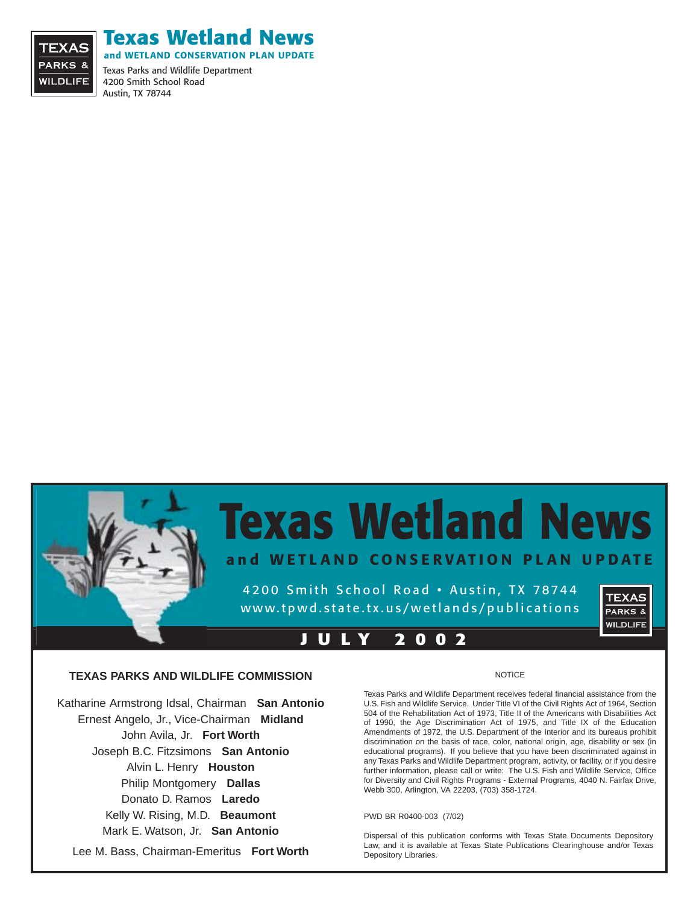**Texas Wetland News**
**and WETLAND CONSERVATION PLAN UPDATE**
Texas Parks and Wildlife Department
4200 Smith School Road
Austin, TX 78744

# Texas Wetland News

## and WETLAND CONSERVATION PLAN UPDATE

4200 Smith School Road • Austin, TX 78744
www.tpwd.state.tx.us/wetlands/publications

**JULY 2002**

### TEXAS PARKS AND WILDLIFE COMMISSION

Katharine Armstrong Idsal, Chairman **San Antonio**
Ernest Angelo, Jr., Vice-Chairman **Midland**
John Avila, Jr. **Fort Worth**
Joseph B.C. Fitzsimons **San Antonio**
Alvin L. Henry **Houston**
Philip Montgomery **Dallas**
Donato D. Ramos **Laredo**
Kelly W. Rising, M.D. **Beaumont**
Mark E. Watson, Jr. **San Antonio**

Lee M. Bass, Chairman-Emeritus **Fort Worth**

NOTICE

Texas Parks and Wildlife Department receives federal financial assistance from the U.S. Fish and Wildlife Service. Under Title VI of the Civil Rights Act of 1964, Section 504 of the Rehabilitation Act of 1973, Title II of the Americans with Disabilities Act of 1990, the Age Discrimination Act of 1975, and Title IX of the Education Amendments of 1972, the U.S. Department of the Interior and its bureaus prohibit discrimination on the basis of race, color, national origin, age, disability or sex (in educational programs). If you believe that you have been discriminated against in any Texas Parks and Wildlife Department program, activity, or facility, or if you desire further information, please call or write: The U.S. Fish and Wildlife Service, Office for Diversity and Civil Rights Programs - External Programs, 4040 N. Fairfax Drive, Webb 300, Arlington, VA 22203, (703) 358-1724.

PWD BR R0400-003 (7/02)

Dispersal of this publication conforms with Texas State Documents Depository Law, and it is available at Texas State Publications Clearinghouse and/or Texas Depository Libraries.